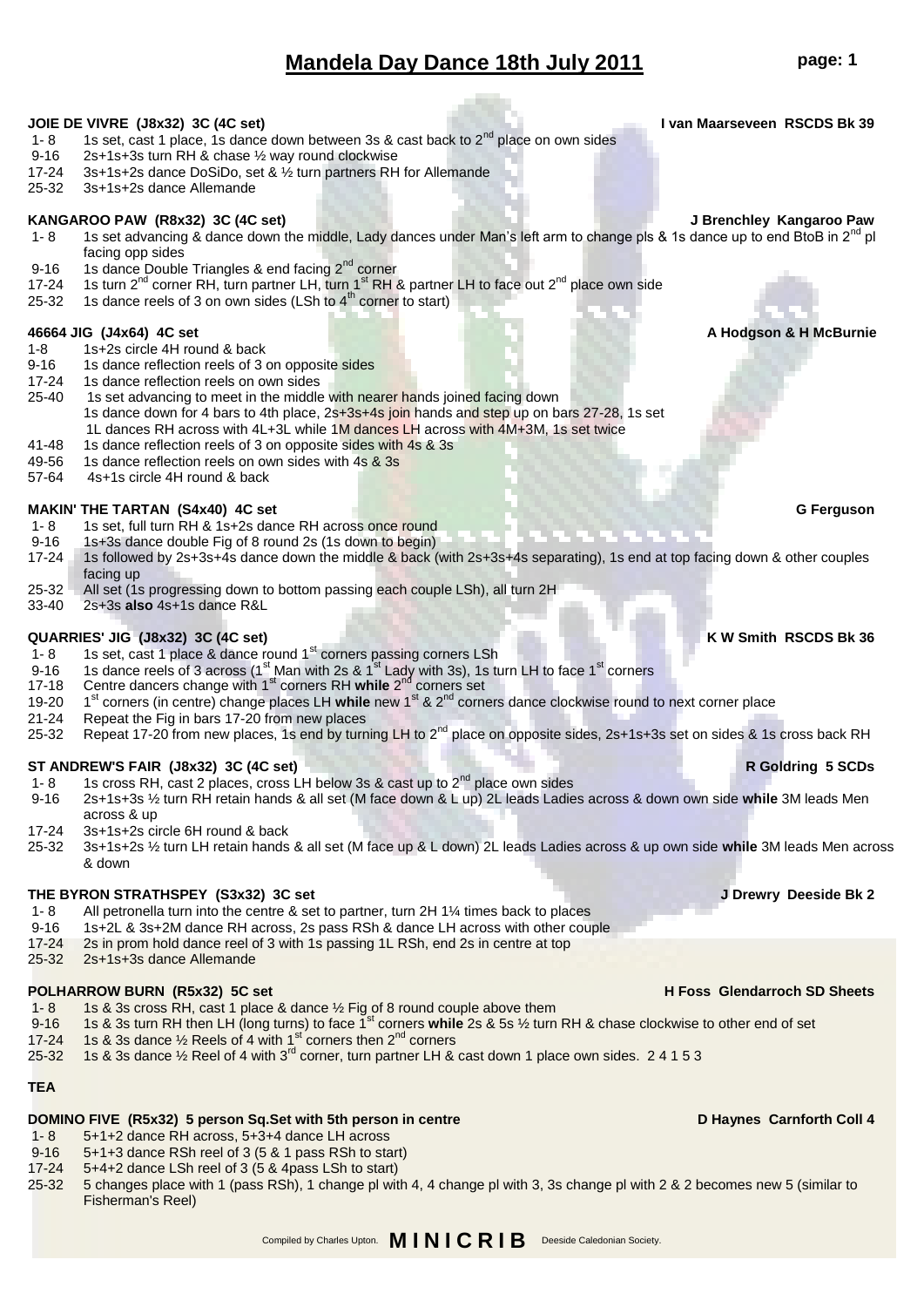# Mandela Day Dance 18th July 2011

**JOIE DE VIVRE (J8x32) 3C (4C set)** — **I van Maarseveen RSCDS Bk 39**

- 1- 8 1s set, cast 1 place, 1s dance down between 3s & cast back to 2nd place on own sides
- 9-16 2s+1s+3s turn RH & chase ½ way round clockwise
- 17-24 3s+1s+2s dance DoSiDo, set & ½ turn partners RH for Allemande
- 25-32 3s+1s+2s dance Allemande

**KANGAROO PAW (R8x32) 3C (4C set)** — **J Brenchley Kangaroo Paw**

- 1- 8 1s set advancing & dance down the middle, Lady dances under Man's left arm to change pls & 1s dance up to end BtoB in 2nd pl facing opp sides
- 9-16 1s dance Double Triangles & end facing 2nd corner
- 17-24 1s turn 2nd corner RH, turn partner LH, turn 1st RH & partner LH to face out 2nd place own side
- 25-32 1s dance reels of 3 on own sides (LSh to 4th corner to start)

**46664 JIG (J4x64) 4C set** — **A Hodgson & H McBurnie**

- 1-8 1s+2s circle 4H round & back
- 9-16 1s dance reflection reels of 3 on opposite sides
- 17-24 1s dance reflection reels on own sides
- 25-40 1s set advancing to meet in the middle with nearer hands joined facing down
  1s dance down for 4 bars to 4th place, 2s+3s+4s join hands and step up on bars 27-28, 1s set
  1L dances RH across with 4L+3L while 1M dances LH across with 4M+3M, 1s set twice
- 41-48 1s dance reflection reels of 3 on opposite sides with 4s & 3s
- 49-56 1s dance reflection reels on own sides with 4s & 3s
- 57-64 4s+1s circle 4H round & back

**MAKIN' THE TARTAN (S4x40) 4C set** — **G Ferguson**

- 1- 8 1s set, full turn RH & 1s+2s dance RH across once round
- 9-16 1s+3s dance double Fig of 8 round 2s (1s down to begin)
- 17-24 1s followed by 2s+3s+4s dance down the middle & back (with 2s+3s+4s separating), 1s end at top facing down & other couples facing up
- 25-32 All set (1s progressing down to bottom passing each couple LSh), all turn 2H
- 33-40 2s+3s **also** 4s+1s dance R&L

**QUARRIES' JIG (J8x32) 3C (4C set)** — **K W Smith RSCDS Bk 36**

- 1- 8 1s set, cast 1 place & dance round 1st corners passing corners LSh
- 9-16 1s dance reels of 3 across (1st Man with 2s & 1st Lady with 3s), 1s turn LH to face 1st corners
- 17-18 Centre dancers change with 1st corners RH **while** 2nd corners set
- 19-20 1st corners (in centre) change places LH **while** new 1st & 2nd corners dance clockwise round to next corner place
- 21-24 Repeat the Fig in bars 17-20 from new places
- 25-32 Repeat 17-20 from new places, 1s end by turning LH to 2nd place on opposite sides, 2s+1s+3s set on sides & 1s cross back RH

**ST ANDREW'S FAIR (J8x32) 3C (4C set)** — **R Goldring 5 SCDs**

- 1- 8 1s cross RH, cast 2 places, cross LH below 3s & cast up to 2nd place own sides
- 9-16 2s+1s+3s ½ turn RH retain hands & all set (M face down & L up) 2L leads Ladies across & down own side **while** 3M leads Men across & up
- 17-24 3s+1s+2s circle 6H round & back
- 25-32 3s+1s+2s ½ turn LH retain hands & all set (M face up & L down) 2L leads Ladies across & up own side **while** 3M leads Men across & down

**THE BYRON STRATHSPEY (S3x32) 3C set** — **J Drewry Deeside Bk 2**

- 1- 8 All petronella turn into the centre & set to partner, turn 2H 1¼ times back to places
- 9-16 1s+2L & 3s+2M dance RH across, 2s pass RSh & dance LH across with other couple
- 17-24 2s in prom hold dance reel of 3 with 1s passing 1L RSh, end 2s in centre at top
- 25-32 2s+1s+3s dance Allemande

**POLHARROW BURN (R5x32) 5C set** — **H Foss Glendarroch SD Sheets**

- 1- 8 1s & 3s cross RH, cast 1 place & dance ½ Fig of 8 round couple above them
- 9-16 1s & 3s turn RH then LH (long turns) to face 1st corners **while** 2s & 5s ½ turn RH & chase clockwise to other end of set
- 17-24 1s & 3s dance ½ Reels of 4 with 1st corners then 2nd corners
- 25-32 1s & 3s dance ½ Reel of 4 with 3rd corner, turn partner LH & cast down 1 place own sides. 2 4 1 5 3

**TEA**

**DOMINO FIVE (R5x32) 5 person Sq.Set with 5th person in centre** — **D Haynes Carnforth Coll 4**

- 1- 8 5+1+2 dance RH across, 5+3+4 dance LH across
- 9-16 5+1+3 dance RSh reel of 3 (5 & 1 pass RSh to start)
- 17-24 5+4+2 dance LSh reel of 3 (5 & 4pass LSh to start)
- 25-32 5 changes place with 1 (pass RSh), 1 change pl with 4, 4 change pl with 3, 3s change pl with 2 & 2 becomes new 5 (similar to Fisherman's Reel)

Compiled by Charles Upton. **MINICRIB** Deeside Caledonian Society.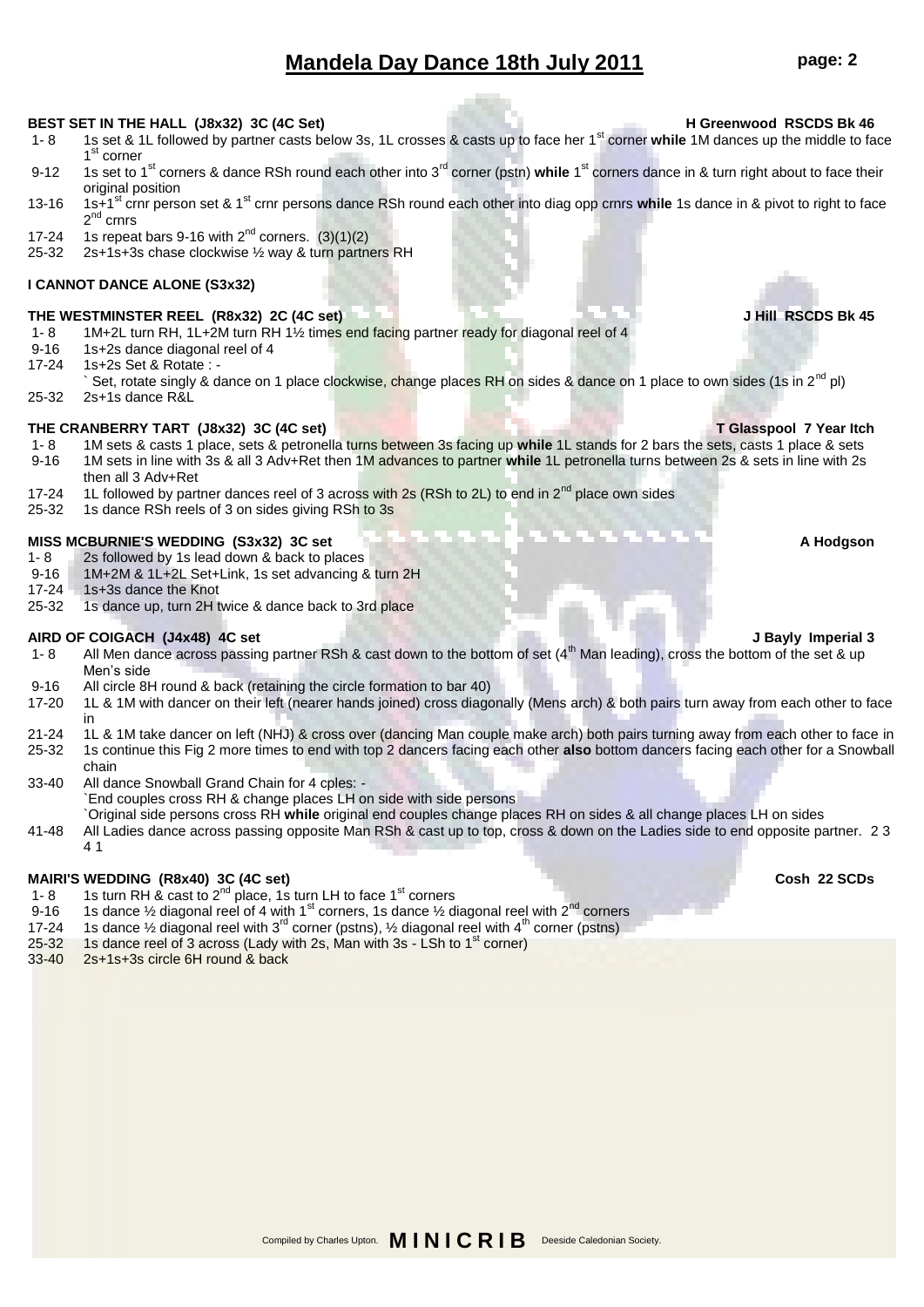# Mandela Day Dance 18th July 2011

**BEST SET IN THE HALL (J8x32) 3C (4C Set)** **H Greenwood RSCDS Bk 46**

- 1- 8 1s set & 1L followed by partner casts below 3s, 1L crosses & casts up to face her 1st corner **while** 1M dances up the middle to face 1st corner
- 9-12 1s set to 1st corners & dance RSh round each other into 3rd corner (pstn) **while** 1st corners dance in & turn right about to face their original position
- 13-16 1s+1st crnr person set & 1st crnr persons dance RSh round each other into diag opp crnrs **while** 1s dance in & pivot to right to face 2nd crnrs
- 17-24 1s repeat bars 9-16 with 2nd corners. (3)(1)(2)
- 25-32 2s+1s+3s chase clockwise ½ way & turn partners RH

**I CANNOT DANCE ALONE (S3x32)**

**THE WESTMINSTER REEL (R8x32) 2C (4C set)** **J Hill RSCDS Bk 45**

- 1- 8 1M+2L turn RH, 1L+2M turn RH 1½ times end facing partner ready for diagonal reel of 4
- 9-16 1s+2s dance diagonal reel of 4
- 17-24 1s+2s Set & Rotate : -
  ` Set, rotate singly & dance on 1 place clockwise, change places RH on sides & dance on 1 place to own sides (1s in 2nd pl)
- 25-32 2s+1s dance R&L

**THE CRANBERRY TART (J8x32) 3C (4C set)** **T Glasspool 7 Year Itch**

- 1- 8 1M sets & casts 1 place, sets & petronella turns between 3s facing up **while** 1L stands for 2 bars the sets, casts 1 place & sets
- 9-16 1M sets in line with 3s & all 3 Adv+Ret then 1M advances to partner **while** 1L petronella turns between 2s & sets in line with 2s then all 3 Adv+Ret
- 17-24 1L followed by partner dances reel of 3 across with 2s (RSh to 2L) to end in 2nd place own sides
- 25-32 1s dance RSh reels of 3 on sides giving RSh to 3s

**MISS MCBURNIE'S WEDDING (S3x32) 3C set** **A Hodgson**

- 1- 8 2s followed by 1s lead down & back to places
- 9-16 1M+2M & 1L+2L Set+Link, 1s set advancing & turn 2H
- 17-24 1s+3s dance the Knot
- 25-32 1s dance up, turn 2H twice & dance back to 3rd place

**AIRD OF COIGACH (J4x48) 4C set** **J Bayly Imperial 3**

- 1- 8 All Men dance across passing partner RSh & cast down to the bottom of set (4th Man leading), cross the bottom of the set & up Men's side
- 9-16 All circle 8H round & back (retaining the circle formation to bar 40)
- 17-20 1L & 1M with dancer on their left (nearer hands joined) cross diagonally (Mens arch) & both pairs turn away from each other to face in
- 21-24 1L & 1M take dancer on left (NHJ) & cross over (dancing Man couple make arch) both pairs turning away from each other to face in
- 25-32 1s continue this Fig 2 more times to end with top 2 dancers facing each other **also** bottom dancers facing each other for a Snowball chain
- 33-40 All dance Snowball Grand Chain for 4 cples: -
  `End couples cross RH & change places LH on side with side persons
  `Original side persons cross RH **while** original end couples change places RH on sides & all change places LH on sides
- 41-48 All Ladies dance across passing opposite Man RSh & cast up to top, cross & down on the Ladies side to end opposite partner. 2 3 4 1

**MAIRI'S WEDDING (R8x40) 3C (4C set)** **Cosh 22 SCDs**

- 1- 8 1s turn RH & cast to 2nd place, 1s turn LH to face 1st corners
- 9-16 1s dance ½ diagonal reel of 4 with 1st corners, 1s dance ½ diagonal reel with 2nd corners
- 17-24 1s dance ½ diagonal reel with 3rd corner (pstns), ½ diagonal reel with 4th corner (pstns)
- 25-32 1s dance reel of 3 across (Lady with 2s, Man with 3s - LSh to 1st corner)
- 33-40 2s+1s+3s circle 6H round & back

Compiled by Charles Upton. **MINICRIB** Deeside Caledonian Society.